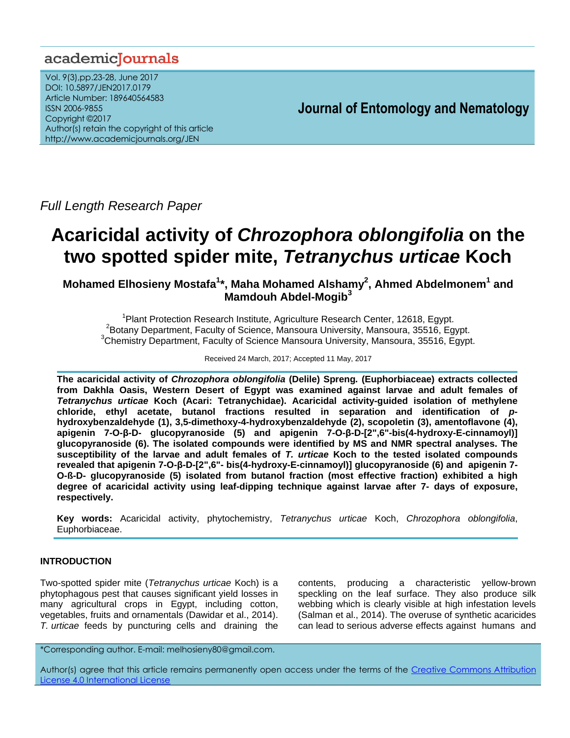Full Length Research Paper

# Acaricidal activity of *Chrozophora oblongifolia* on the two spotted spider mite, *Tetranychus urticae* Koch

**Mohamed Elhosieny Mostafa[1]\*, Maha Mohamed Alshamy[2], Ahmed Abdelmonem[1] and Mamdouh Abdel-Mogib[3]**

[1]Plant Protection Research Institute, Agriculture Research Center, 12618, Egypt.
[2]Botany Department, Faculty of Science, Mansoura University, Mansoura, 35516, Egypt.
[3]Chemistry Department, Faculty of Science Mansoura University, Mansoura, 35516, Egypt.

Received 24 March, 2017; Accepted 11 May, 2017

**The acaricidal activity of *Chrozophora oblongifolia* (Delile) Spreng. (Euphorbiaceae) extracts collected from Dakhla Oasis, Western Desert of Egypt was examined against larvae and adult females of *Tetranychus urticae* Koch (Acari: Tetranychidae). Acaricidal activity-guided isolation of methylene chloride, ethyl acetate, butanol fractions resulted in separation and identification of *p*-hydroxybenzaldehyde (1), 3,5-dimethoxy-4-hydroxybenzaldehyde (2), scopoletin (3), amentoflavone (4), apigenin 7-O-β-D- glucopyranoside (5) and apigenin 7-O-β-D-[2",6"-bis(4-hydroxy-E-cinnamoyl)] glucopyranoside (6). The isolated compounds were identified by MS and NMR spectral analyses. The susceptibility of the larvae and adult females of *T. urticae* Koch to the tested isolated compounds revealed that apigenin 7-O-β-D-[2",6"- bis(4-hydroxy-E-cinnamoyl)] glucopyranoside (6) and apigenin 7-O-ß-D- glucopyranoside (5) isolated from butanol fraction (most effective fraction) exhibited a high degree of acaricidal activity using leaf-dipping technique against larvae after 7- days of exposure, respectively.**

**Key words:** Acaricidal activity, phytochemistry, *Tetranychus urticae* Koch, *Chrozophora oblongifolia*, Euphorbiaceae.

## INTRODUCTION

Two-spotted spider mite (*Tetranychus urticae* Koch) is a phytophagous pest that causes significant yield losses in many agricultural crops in Egypt, including cotton, vegetables, fruits and ornamentals (Dawidar et al., 2014). *T. urticae* feeds by puncturing cells and draining the contents, producing a characteristic yellow-brown speckling on the leaf surface. They also produce silk webbing which is clearly visible at high infestation levels (Salman et al., 2014). The overuse of synthetic acaricides can lead to serious adverse effects against humans and

\*Corresponding author. E-mail: melhosieny80@gmail.com.

Author(s) agree that this article remains permanently open access under the terms of the Creative Commons Attribution License 4.0 International License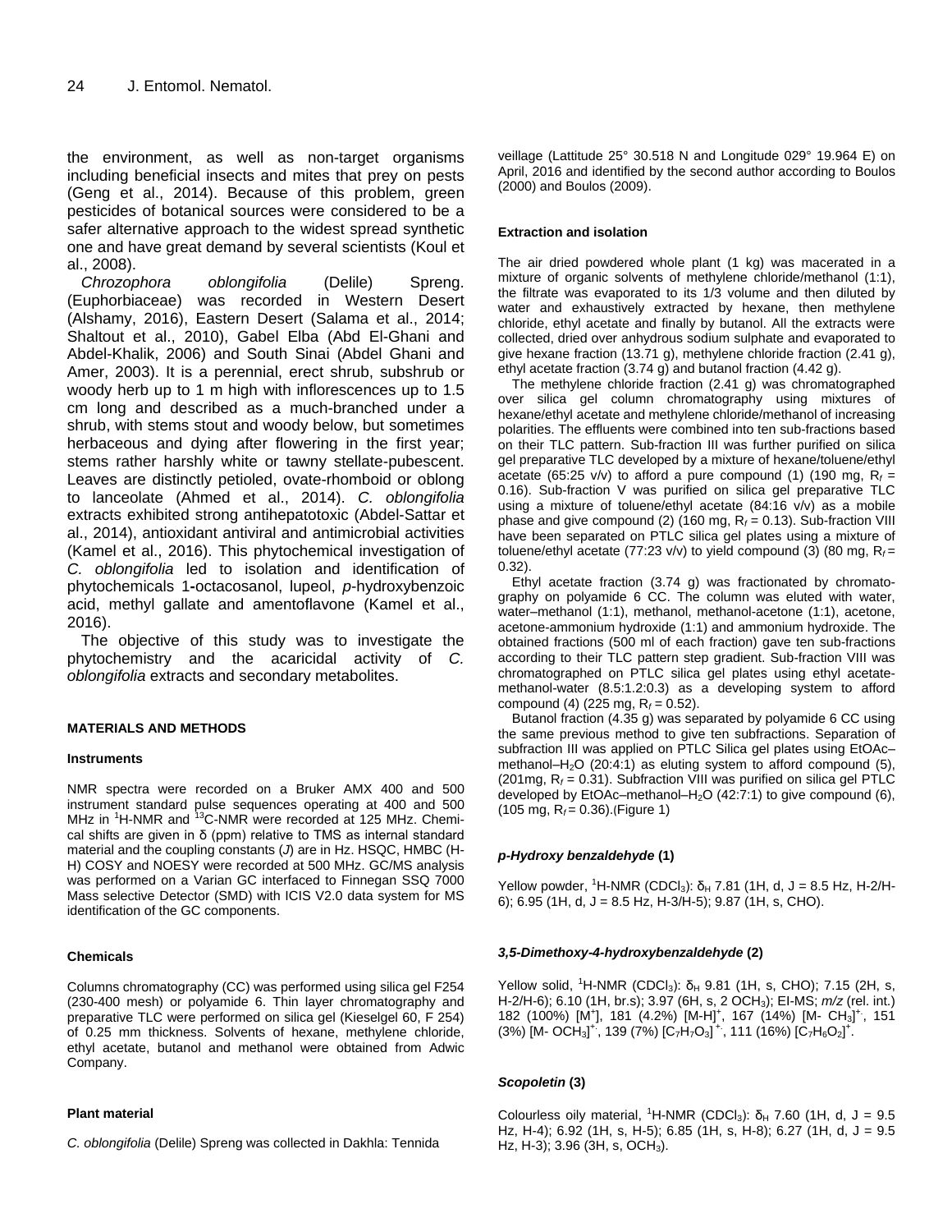the environment, as well as non-target organisms including beneficial insects and mites that prey on pests (Geng et al., 2014). Because of this problem, green pesticides of botanical sources were considered to be a safer alternative approach to the widest spread synthetic one and have great demand by several scientists (Koul et al., 2008).

*Chrozophora oblongifolia* (Delile) Spreng. (Euphorbiaceae) was recorded in Western Desert (Alshamy, 2016), Eastern Desert (Salama et al., 2014; Shaltout et al., 2010), Gabel Elba (Abd El-Ghani and Abdel-Khalik, 2006) and South Sinai (Abdel Ghani and Amer, 2003). It is a perennial, erect shrub, subshrub or woody herb up to 1 m high with inflorescences up to 1.5 cm long and described as a much-branched under a shrub, with stems stout and woody below, but sometimes herbaceous and dying after flowering in the first year; stems rather harshly white or tawny stellate-pubescent. Leaves are distinctly petioled, ovate-rhomboid or oblong to lanceolate (Ahmed et al., 2014). *C. oblongifolia* extracts exhibited strong antihepatotoxic (Abdel-Sattar et al., 2014), antioxidant antiviral and antimicrobial activities (Kamel et al., 2016). This phytochemical investigation of *C. oblongifolia* led to isolation and identification of phytochemicals 1-octacosanol, lupeol, *p*-hydroxybenzoic acid, methyl gallate and amentoflavone (Kamel et al., 2016).

The objective of this study was to investigate the phytochemistry and the acaricidal activity of *C. oblongifolia* extracts and secondary metabolites.

## MATERIALS AND METHODS

### Instruments

NMR spectra were recorded on a Bruker AMX 400 and 500 instrument standard pulse sequences operating at 400 and 500 MHz in $^{1}$H-NMR and $^{13}$C-NMR were recorded at 125 MHz. Chemical shifts are given in δ (ppm) relative to TMS as internal standard material and the coupling constants (*J*) are in Hz. HSQC, HMBC (H-H) COSY and NOESY were recorded at 500 MHz. GC/MS analysis was performed on a Varian GC interfaced to Finnegan SSQ 7000 Mass selective Detector (SMD) with ICIS V2.0 data system for MS identification of the GC components.

### Chemicals

Columns chromatography (CC) was performed using silica gel F254 (230-400 mesh) or polyamide 6. Thin layer chromatography and preparative TLC were performed on silica gel (Kieselgel 60, F 254) of 0.25 mm thickness. Solvents of hexane, methylene chloride, ethyl acetate, butanol and methanol were obtained from Adwic Company.

### Plant material

*C. oblongifolia* (Delile) Spreng was collected in Dakhla: Tennida veillage (Lattitude 25° 30.518 N and Longitude 029° 19.964 E) on April, 2016 and identified by the second author according to Boulos (2000) and Boulos (2009).

### Extraction and isolation

The air dried powdered whole plant (1 kg) was macerated in a mixture of organic solvents of methylene chloride/methanol (1:1), the filtrate was evaporated to its 1/3 volume and then diluted by water and exhaustively extracted by hexane, then methylene chloride, ethyl acetate and finally by butanol. All the extracts were collected, dried over anhydrous sodium sulphate and evaporated to give hexane fraction (13.71 g), methylene chloride fraction (2.41 g), ethyl acetate fraction (3.74 g) and butanol fraction (4.42 g).

The methylene chloride fraction (2.41 g) was chromatographed over silica gel column chromatography using mixtures of hexane/ethyl acetate and methylene chloride/methanol of increasing polarities. The effluents were combined into ten sub-fractions based on their TLC pattern. Sub-fraction III was further purified on silica gel preparative TLC developed by a mixture of hexane/toluene/ethyl acetate (65:25 v/v) to afford a pure compound (1) (190 mg, $R_f$ = 0.16). Sub-fraction V was purified on silica gel preparative TLC using a mixture of toluene/ethyl acetate (84:16 v/v) as a mobile phase and give compound (2) (160 mg, $R_f$ = 0.13). Sub-fraction VIII have been separated on PTLC silica gel plates using a mixture of toluene/ethyl acetate (77:23 v/v) to yield compound (3) (80 mg, $R_f$ = 0.32).

Ethyl acetate fraction (3.74 g) was fractionated by chromatography on polyamide 6 CC. The column was eluted with water, water–methanol (1:1), methanol, methanol-acetone (1:1), acetone, acetone-ammonium hydroxide (1:1) and ammonium hydroxide. The obtained fractions (500 ml of each fraction) gave ten sub-fractions according to their TLC pattern step gradient. Sub-fraction VIII was chromatographed on PTLC silica gel plates using ethyl acetate-methanol-water (8.5:1.2:0.3) as a developing system to afford compound (4) (225 mg, $R_f$ = 0.52).

Butanol fraction (4.35 g) was separated by polyamide 6 CC using the same previous method to give ten subfractions. Separation of subfraction III was applied on PTLC Silica gel plates using EtOAc–methanol–$H_2O$ (20:4:1) as eluting system to afford compound (5), (201mg, $R_f$ = 0.31). Subfraction VIII was purified on silica gel PTLC developed by EtOAc–methanol–$H_2O$ (42:7:1) to give compound (6), (105 mg, $R_f$ = 0.36).(Figure 1)

### *p-Hydroxy benzaldehyde* (1)

Yellow powder, $^{1}$H-NMR ($CDCl_3$): $\delta_H$ 7.81 (1H, d, J = 8.5 Hz, H-2/H-6); 6.95 (1H, d, J = 8.5 Hz, H-3/H-5); 9.87 (1H, s, CHO).

### *3,5-Dimethoxy-4-hydroxybenzaldehyde* (2)

Yellow solid, $^{1}$H-NMR ($CDCl_3$): $\delta_H$ 9.81 (1H, s, CHO); 7.15 (2H, s, H-2/H-6); 6.10 (1H, br.s); 3.97 (6H, s, 2 $OCH_3$); EI-MS; *m/z* (rel. int.) 182 (100%) [$M^+$], 181 (4.2%) $[M\text{-}H]^+$, 167 (14%) $[M\text{-} CH_3]^{+\cdot}$, 151 (3%) $[M\text{-} OCH_3]^{+\cdot}$, 139 (7%) $[C_7H_7O_3]^{+\cdot}$, 111 (16%) $[C_7H_6O_2]^+$.

### *Scopoletin* (3)

Colourless oily material, $^{1}$H-NMR ($CDCl_3$): $\delta_H$ 7.60 (1H, d, J = 9.5 Hz, H-4); 6.92 (1H, s, H-5); 6.85 (1H, s, H-8); 6.27 (1H, d, J = 9.5 Hz, H-3); 3.96 (3H, s, $OCH_3$).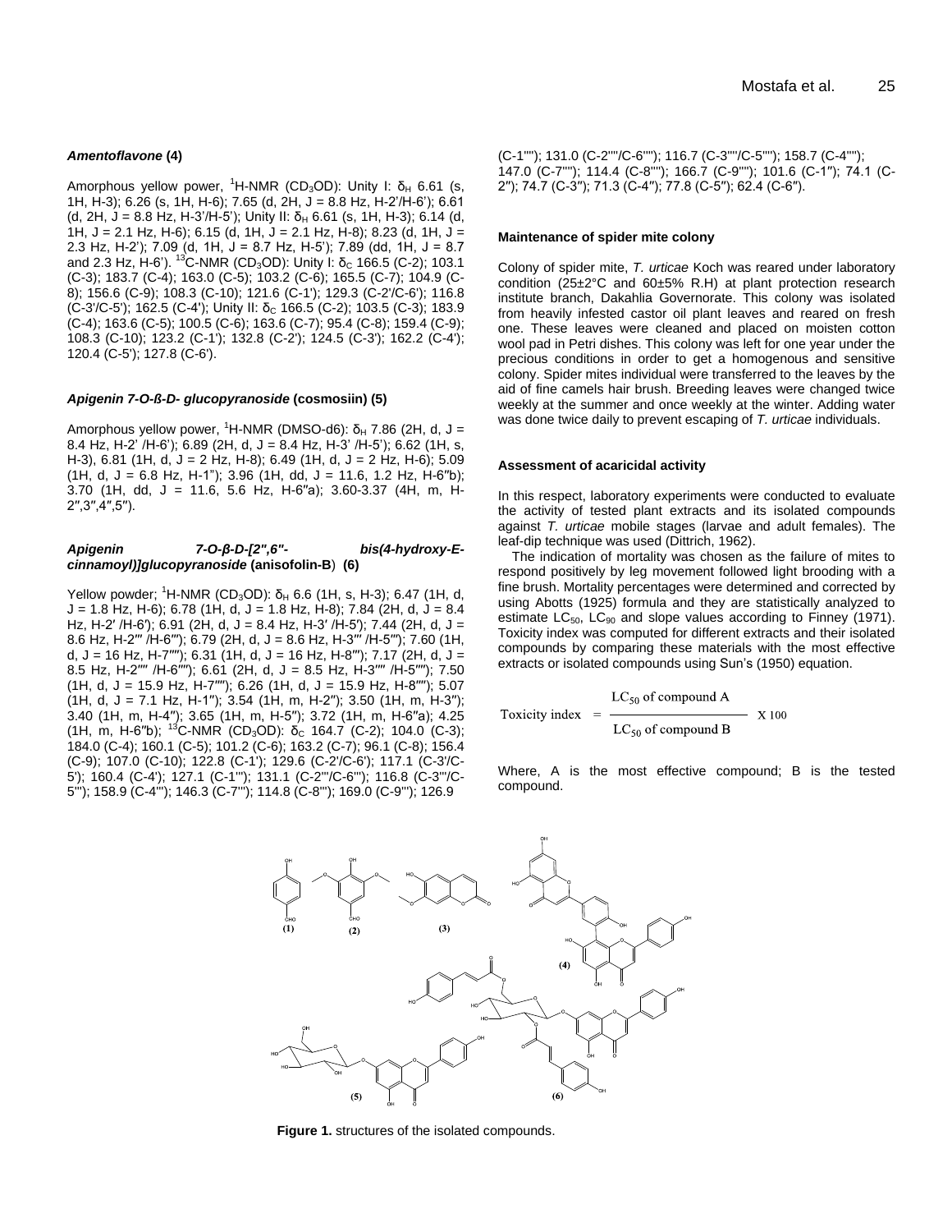***Amentoflavone* (4)**

Amorphous yellow power, $^{1}$H-NMR (CD$_3$OD): Unity I: $\delta_H$ 6.61 (s, 1H, H-3); 6.26 (s, 1H, H-6); 7.65 (d, 2H, J = 8.8 Hz, H-2'/H-6'); 6.61 (d, 2H, J = 8.8 Hz, H-3'/H-5'); Unity II: $\delta_H$ 6.61 (s, 1H, H-3); 6.14 (d, 1H, J = 2.1 Hz, H-6); 6.15 (d, 1H, J = 2.1 Hz, H-8); 8.23 (d, 1H, J = 2.3 Hz, H-2'); 7.09 (d, 1H, J = 8.7 Hz, H-5'); 7.89 (dd, 1H, J = 8.7 and 2.3 Hz, H-6'). $^{13}$C-NMR (CD$_3$OD): Unity I: $\delta_C$ 166.5 (C-2); 103.1 (C-3); 183.7 (C-4); 163.0 (C-5); 103.2 (C-6); 165.5 (C-7); 104.9 (C-8); 156.6 (C-9); 108.3 (C-10); 121.6 (C-1'); 129.3 (C-2'/C-6'); 116.8 (C-3'/C-5'); 162.5 (C-4'); Unity II: $\delta_C$ 166.5 (C-2); 103.5 (C-3); 183.9 (C-4); 163.6 (C-5); 100.5 (C-6); 163.6 (C-7); 95.4 (C-8); 159.4 (C-9); 108.3 (C-10); 123.2 (C-1'); 132.8 (C-2'); 124.5 (C-3'); 162.2 (C-4'); 120.4 (C-5'); 127.8 (C-6').

***Apigenin 7-O-ß-D- glucopyranoside* (cosmosiin) (5)**

Amorphous yellow power, $^{1}$H-NMR (DMSO-d6): $\delta_H$ 7.86 (2H, d, J = 8.4 Hz, H-2' /H-6'); 6.89 (2H, d, J = 8.4 Hz, H-3' /H-5'); 6.62 (1H, s, H-3), 6.81 (1H, d, J = 2 Hz, H-8); 6.49 (1H, d, J = 2 Hz, H-6); 5.09 (1H, d, J = 6.8 Hz, H-1"); 3.96 (1H, dd, J = 11.6, 1.2 Hz, H-6″b); 3.70 (1H, dd, J = 11.6, 5.6 Hz, H-6″a); 3.60-3.37 (4H, m, H-2″,3″,4″,5″).

***Apigenin 7-O-β-D-[2",6"- bis(4-hydroxy-E-cinnamoyl)]glucopyranoside* (anisofolin-B) (6)**

Yellow powder; $^{1}$H-NMR (CD$_3$OD): $\delta_H$ 6.6 (1H, s, H-3); 6.47 (1H, d, J = 1.8 Hz, H-6); 6.78 (1H, d, J = 1.8 Hz, H-8); 7.84 (2H, d, J = 8.4 Hz, H-2′ /H-6′); 6.91 (2H, d, J = 8.4 Hz, H-3′ /H-5′); 7.44 (2H, d, J = 8.6 Hz, H-2‴ /H-6‴); 6.79 (2H, d, J = 8.6 Hz, H-3‴ /H-5‴); 7.60 (1H, d, J = 16 Hz, H-7‴); 6.31 (1H, d, J = 16 Hz, H-8‴); 7.17 (2H, d, J = 8.5 Hz, H-2⁗ /H-6⁗); 6.61 (2H, d, J = 8.5 Hz, H-3⁗ /H-5⁗); 7.50 (1H, d, J = 15.9 Hz, H-7⁗); 6.26 (1H, d, J = 15.9 Hz, H-8⁗); 5.07 (1H, d, J = 7.1 Hz, H-1″); 3.54 (1H, m, H-2″); 3.50 (1H, m, H-3″); 3.40 (1H, m, H-4″); 3.65 (1H, m, H-5″); 3.72 (1H, m, H-6″a); 4.25 (1H, m, H-6″b); $^{13}$C-NMR (CD$_3$OD): $\delta_C$ 164.7 (C-2); 104.0 (C-3); 184.0 (C-4); 160.1 (C-5); 101.2 (C-6); 163.2 (C-7); 96.1 (C-8); 156.4 (C-9); 107.0 (C-10); 122.8 (C-1'); 129.6 (C-2'/C-6'); 117.1 (C-3'/C-5'); 160.4 (C-4'); 127.1 (C-1'''); 131.1 (C-2'''/C-6'''); 116.8 (C-3'''/C-5'''); 158.9 (C-4'''); 146.3 (C-7'''); 114.8 (C-8'''); 169.0 (C-9'''); 126.9 (C-1''''); 131.0 (C-2''''/C-6''''); 116.7 (C-3''''/C-5''''); 158.7 (C-4''''); 147.0 (C-7''''); 114.4 (C-8''''); 166.7 (C-9''''); 101.6 (C-1″); 74.1 (C-2″); 74.7 (C-3″); 71.3 (C-4″); 77.8 (C-5″); 62.4 (C-6″).

**Maintenance of spider mite colony**

Colony of spider mite, *T. urticae* Koch was reared under laboratory condition (25±2°C and 60±5% R.H) at plant protection research institute branch, Dakahlia Governorate. This colony was isolated from heavily infested castor oil plant leaves and reared on fresh one. These leaves were cleaned and placed on moisten cotton wool pad in Petri dishes. This colony was left for one year under the precious conditions in order to get a homogenous and sensitive colony. Spider mites individual were transferred to the leaves by the aid of fine camels hair brush. Breeding leaves were changed twice weekly at the summer and once weekly at the winter. Adding water was done twice daily to prevent escaping of *T. urticae* individuals.

**Assessment of acaricidal activity**

In this respect, laboratory experiments were conducted to evaluate the activity of tested plant extracts and its isolated compounds against *T. urticae* mobile stages (larvae and adult females). The leaf-dip technique was used (Dittrich, 1962).

The indication of mortality was chosen as the failure of mites to respond positively by leg movement followed light brooding with a fine brush. Mortality percentages were determined and corrected by using Abotts (1925) formula and they are statistically analyzed to estimate $LC_{50}$, $LC_{90}$ and slope values according to Finney (1971). Toxicity index was computed for different extracts and their isolated compounds by comparing these materials with the most effective extracts or isolated compounds using Sun's (1950) equation.

$$\text{Toxicity index} = \frac{LC_{50} \text{ of compound A}}{LC_{50} \text{ of compound B}} \times 100$$

Where, A is the most effective compound; B is the tested compound.

**Figure 1.** structures of the isolated compounds.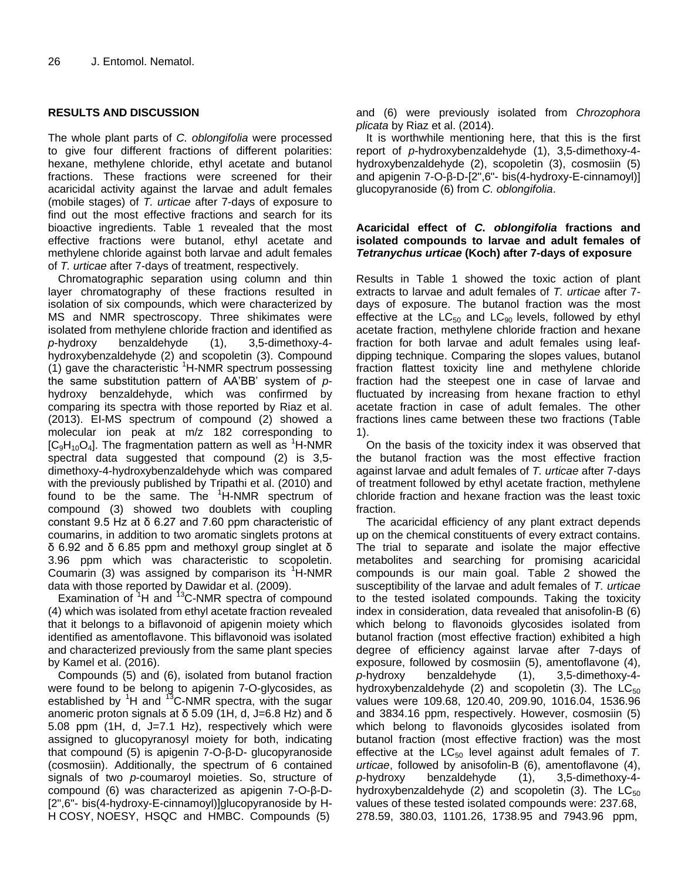## RESULTS AND DISCUSSION

The whole plant parts of *C. oblongifolia* were processed to give four different fractions of different polarities: hexane, methylene chloride, ethyl acetate and butanol fractions. These fractions were screened for their acaricidal activity against the larvae and adult females (mobile stages) of *T. urticae* after 7-days of exposure to find out the most effective fractions and search for its bioactive ingredients. Table 1 revealed that the most effective fractions were butanol, ethyl acetate and methylene chloride against both larvae and adult females of *T. urticae* after 7-days of treatment, respectively.

Chromatographic separation using column and thin layer chromatography of these fractions resulted in isolation of six compounds, which were characterized by MS and NMR spectroscopy. Three shikimates were isolated from methylene chloride fraction and identified as *p*-hydroxy benzaldehyde (1), 3,5-dimethoxy-4-hydroxybenzaldehyde (2) and scopoletin (3). Compound (1) gave the characteristic $^{1}$H-NMR spectrum possessing the same substitution pattern of AA'BB' system of *p*-hydroxy benzaldehyde, which was confirmed by comparing its spectra with those reported by Riaz et al. (2013). EI-MS spectrum of compound (2) showed a molecular ion peak at m/z 182 corresponding to [$C_9H_{10}O_4$]. The fragmentation pattern as well as $^{1}$H-NMR spectral data suggested that compound (2) is 3,5-dimethoxy-4-hydroxybenzaldehyde which was compared with the previously published by Tripathi et al. (2010) and found to be the same. The $^{1}$H-NMR spectrum of compound (3) showed two doublets with coupling constant 9.5 Hz at δ 6.27 and 7.60 ppm characteristic of coumarins, in addition to two aromatic singlets protons at δ 6.92 and δ 6.85 ppm and methoxyl group singlet at δ 3.96 ppm which was characteristic to scopoletin. Coumarin (3) was assigned by comparison its $^{1}$H-NMR data with those reported by Dawidar et al. (2009).

Examination of $^{1}$H and $^{13}$C-NMR spectra of compound (4) which was isolated from ethyl acetate fraction revealed that it belongs to a biflavonoid of apigenin moiety which identified as amentoflavone. This biflavonoid was isolated and characterized previously from the same plant species by Kamel et al. (2016).

Compounds (5) and (6), isolated from butanol fraction were found to be belong to apigenin 7-O-glycosides, as established by $^{1}$H and $^{13}$C-NMR spectra, with the sugar anomeric proton signals at δ 5.09 (1H, d, J=6.8 Hz) and δ 5.08 ppm (1H, d, J=7.1 Hz), respectively which were assigned to glucopyranosyl moiety for both, indicating that compound (5) is apigenin 7-O-β-D- glucopyranoside (cosmosiin). Additionally, the spectrum of 6 contained signals of two *p*-coumaroyl moieties. So, structure of compound (6) was characterized as apigenin 7-O-β-D-[2'',6''- bis(4-hydroxy-E-cinnamoyl)]glucopyranoside by H-H COSY, NOESY, HSQC and HMBC. Compounds (5) and (6) were previously isolated from *Chrozophora plicata* by Riaz et al. (2014).

It is worthwhile mentioning here, that this is the first report of *p*-hydroxybenzaldehyde (1), 3,5-dimethoxy-4-hydroxybenzaldehyde (2), scopoletin (3), cosmosiin (5) and apigenin 7-O-β-D-[2'',6''- bis(4-hydroxy-E-cinnamoyl)] glucopyranoside (6) from *C. oblongifolia*.

### Acaricidal effect of *C. oblongifolia* fractions and isolated compounds to larvae and adult females of *Tetranychus urticae* (Koch) after 7-days of exposure

Results in Table 1 showed the toxic action of plant extracts to larvae and adult females of *T. urticae* after 7-days of exposure. The butanol fraction was the most effective at the $LC_{50}$ and $LC_{90}$ levels, followed by ethyl acetate fraction, methylene chloride fraction and hexane fraction for both larvae and adult females using leaf-dipping technique. Comparing the slopes values, butanol fraction flattest toxicity line and methylene chloride fraction had the steepest one in case of larvae and fluctuated by increasing from hexane fraction to ethyl acetate fraction in case of adult females. The other fractions lines came between these two fractions (Table 1).

On the basis of the toxicity index it was observed that the butanol fraction was the most effective fraction against larvae and adult females of *T. urticae* after 7-days of treatment followed by ethyl acetate fraction, methylene chloride fraction and hexane fraction was the least toxic fraction.

The acaricidal efficiency of any plant extract depends up on the chemical constituents of every extract contains. The trial to separate and isolate the major effective metabolites and searching for promising acaricidal compounds is our main goal. Table 2 showed the susceptibility of the larvae and adult females of *T. urticae* to the tested isolated compounds. Taking the toxicity index in consideration, data revealed that anisofolin-B (6) which belong to flavonoids glycosides isolated from butanol fraction (most effective fraction) exhibited a high degree of efficiency against larvae after 7-days of exposure, followed by cosmosiin (5), amentoflavone (4), *p*-hydroxy benzaldehyde (1), 3,5-dimethoxy-4-hydroxybenzaldehyde (2) and scopoletin (3). The $LC_{50}$ values were 109.68, 120.40, 209.90, 1016.04, 1536.96 and 3834.16 ppm, respectively. However, cosmosiin (5) which belong to flavonoids glycosides isolated from butanol fraction (most effective fraction) was the most effective at the $LC_{50}$ level against adult females of *T. urticae*, followed by anisofolin-B (6), amentoflavone (4), *p*-hydroxy benzaldehyde (1), 3,5-dimethoxy-4-hydroxybenzaldehyde (2) and scopoletin (3). The $LC_{50}$ values of these tested isolated compounds were: 237.68, 278.59, 380.03, 1101.26, 1738.95 and 7943.96 ppm,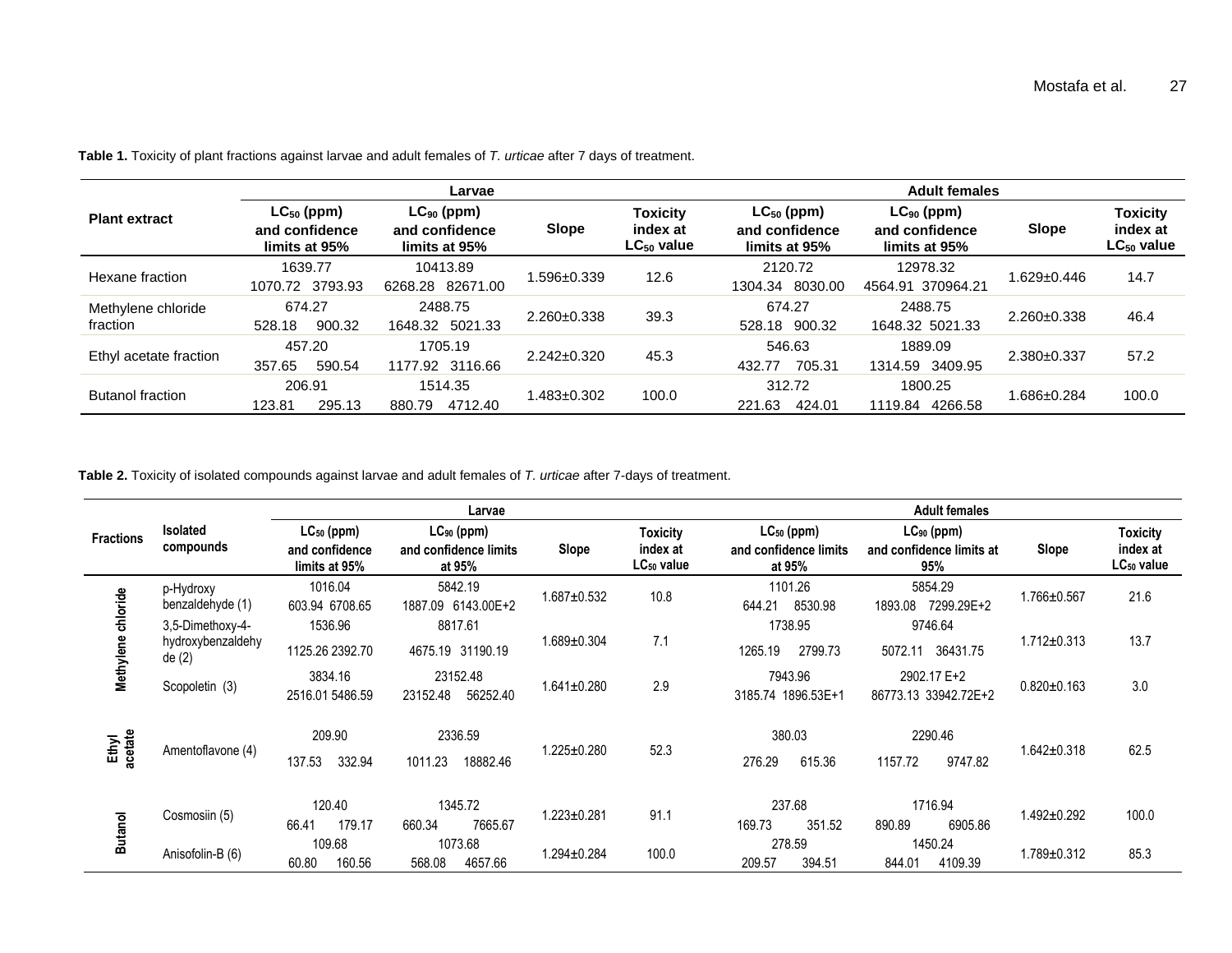**Table 1.** Toxicity of plant fractions against larvae and adult females of *T. urticae* after 7 days of treatment.

| Plant extract | Larvae | | | | Adult females | | | |
|---|---|---|---|---|---|---|---|---|
| | $LC_{50}$ (ppm) and confidence limits at 95% | $LC_{90}$ (ppm) and confidence limits at 95% | Slope | Toxicity index at $LC_{50}$ value | $LC_{50}$ (ppm) and confidence limits at 95% | $LC_{90}$ (ppm) and confidence limits at 95% | Slope | Toxicity index at $LC_{50}$ value |
| Hexane fraction | 1639.77<br>1070.72 3793.93 | 10413.89<br>6268.28 82671.00 | 1.596±0.339 | 12.6 | 2120.72<br>1304.34 8030.00 | 12978.32<br>4564.91 370964.21 | 1.629±0.446 | 14.7 |
| Methylene chloride fraction | 674.27<br>528.18 900.32 | 2488.75<br>1648.32 5021.33 | 2.260±0.338 | 39.3 | 674.27<br>528.18 900.32 | 2488.75<br>1648.32 5021.33 | 2.260±0.338 | 46.4 |
| Ethyl acetate fraction | 457.20<br>357.65 590.54 | 1705.19<br>1177.92 3116.66 | 2.242±0.320 | 45.3 | 546.63<br>432.77 705.31 | 1889.09<br>1314.59 3409.95 | 2.380±0.337 | 57.2 |
| Butanol fraction | 206.91<br>123.81 295.13 | 1514.35<br>880.79 4712.40 | 1.483±0.302 | 100.0 | 312.72<br>221.63 424.01 | 1800.25<br>1119.84 4266.58 | 1.686±0.284 | 100.0 |

**Table 2.** Toxicity of isolated compounds against larvae and adult females of *T. urticae* after 7-days of treatment.

| Fractions | Isolated compounds | Larvae | | | | Adult females | | | |
|---|---|---|---|---|---|---|---|---|---|
| | | $LC_{50}$ (ppm) and confidence limits at 95% | $LC_{90}$ (ppm) and confidence limits at 95% | Slope | Toxicity index at $LC_{50}$ value | $LC_{50}$ (ppm) and confidence limits at 95% | $LC_{90}$ (ppm) and confidence limits at 95% | Slope | Toxicity index at $LC_{50}$ value |
| Methylene chloride | p-Hydroxy benzaldehyde (1) | 1016.04<br>603.94 6708.65 | 5842.19<br>1887.09 6143.00E+2 | 1.687±0.532 | 10.8 | 1101.26<br>644.21 8530.98 | 5854.29<br>1893.08 7299.29E+2 | 1.766±0.567 | 21.6 |
| | 3,5-Dimethoxy-4-hydroxybenzaldehyde (2) | 1536.96<br>1125.26 2392.70 | 8817.61<br>4675.19 31190.19 | 1.689±0.304 | 7.1 | 1738.95<br>1265.19 2799.73 | 9746.64<br>5072.11 36431.75 | 1.712±0.313 | 13.7 |
| | Scopoletin (3) | 3834.16<br>2516.01 5486.59 | 23152.48<br>23152.48 56252.40 | 1.641±0.280 | 2.9 | 7943.96<br>3185.74 1896.53E+1 | 2902.17 E+2<br>86773.13 33942.72E+2 | 0.820±0.163 | 3.0 |
| Ethyl acetate | Amentoflavone (4) | 209.90<br>137.53 332.94 | 2336.59<br>1011.23 18882.46 | 1.225±0.280 | 52.3 | 380.03<br>276.29 615.36 | 2290.46<br>1157.72 9747.82 | 1.642±0.318 | 62.5 |
| Butanol | Cosmosiin (5) | 120.40<br>66.41 179.17 | 1345.72<br>660.34 7665.67 | 1.223±0.281 | 91.1 | 237.68<br>169.73 351.52 | 1716.94<br>890.89 6905.86 | 1.492±0.292 | 100.0 |
| | Anisofolin-B (6) | 109.68<br>60.80 160.56 | 1073.68<br>568.08 4657.66 | 1.294±0.284 | 100.0 | 278.59<br>209.57 394.51 | 1450.24<br>844.01 4109.39 | 1.789±0.312 | 85.3 |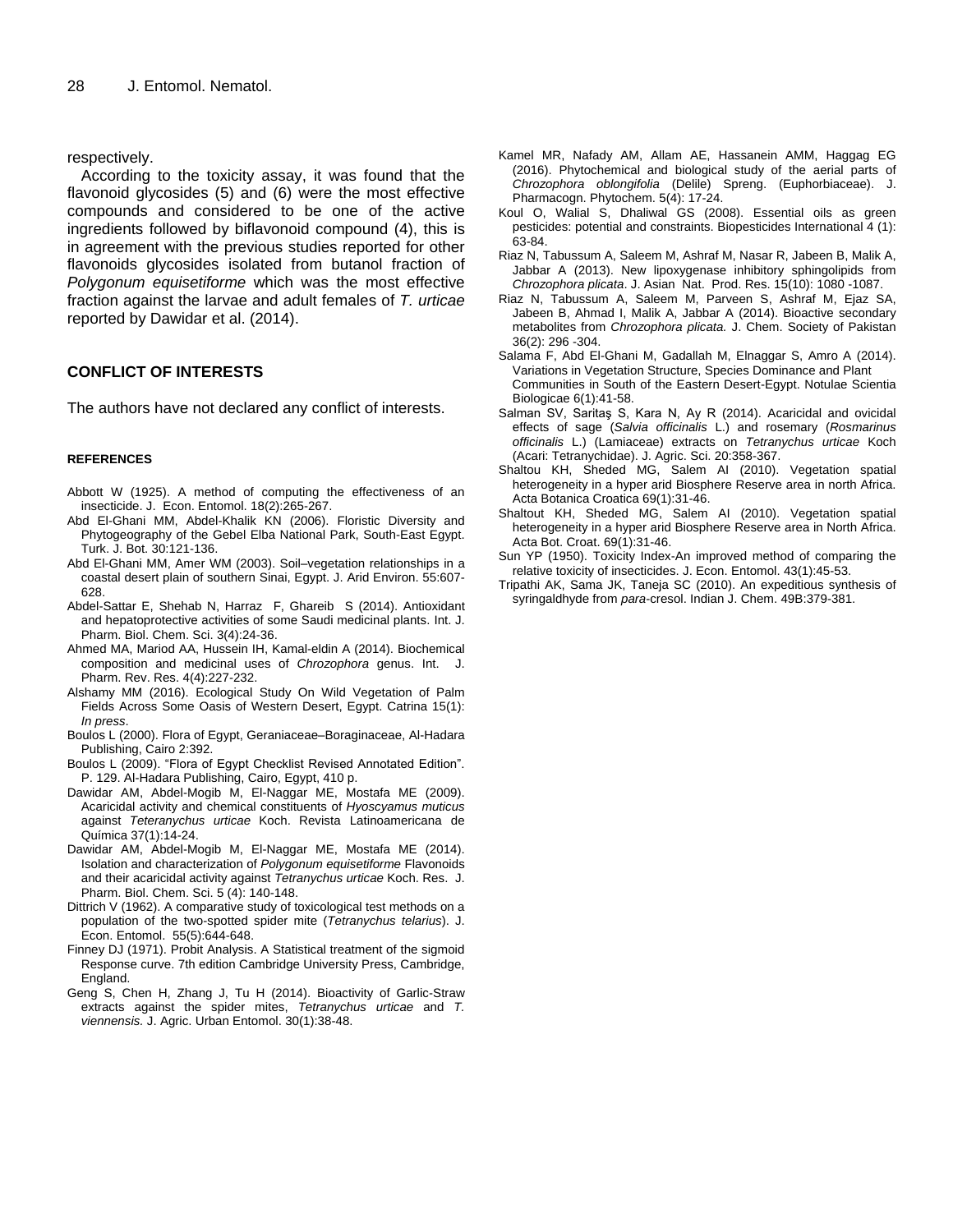respectively.

According to the toxicity assay, it was found that the flavonoid glycosides (5) and (6) were the most effective compounds and considered to be one of the active ingredients followed by biflavonoid compound (4), this is in agreement with the previous studies reported for other flavonoids glycosides isolated from butanol fraction of *Polygonum equisetiforme* which was the most effective fraction against the larvae and adult females of *T. urticae* reported by Dawidar et al. (2014).

## CONFLICT OF INTERESTS

The authors have not declared any conflict of interests.

## REFERENCES

Abbott W (1925). A method of computing the effectiveness of an insecticide. J. Econ. Entomol. 18(2):265-267.

Abd El-Ghani MM, Abdel-Khalik KN (2006). Floristic Diversity and Phytogeography of the Gebel Elba National Park, South-East Egypt. Turk. J. Bot. 30:121-136.

Abd El-Ghani MM, Amer WM (2003). Soil–vegetation relationships in a coastal desert plain of southern Sinai, Egypt. J. Arid Environ. 55:607-628.

Abdel-Sattar E, Shehab N, Harraz F, Ghareib S (2014). Antioxidant and hepatoprotective activities of some Saudi medicinal plants. Int. J. Pharm. Biol. Chem. Sci. 3(4):24-36.

Ahmed MA, Mariod AA, Hussein IH, Kamal-eldin A (2014). Biochemical composition and medicinal uses of *Chrozophora* genus. Int. J. Pharm. Rev. Res. 4(4):227-232.

Alshamy MM (2016). Ecological Study On Wild Vegetation of Palm Fields Across Some Oasis of Western Desert, Egypt. Catrina 15(1): *In press*.

Boulos L (2000). Flora of Egypt, Geraniaceae–Boraginaceae, Al-Hadara Publishing, Cairo 2:392.

Boulos L (2009). "Flora of Egypt Checklist Revised Annotated Edition". P. 129. Al-Hadara Publishing, Cairo, Egypt, 410 p.

Dawidar AM, Abdel-Mogib M, El-Naggar ME, Mostafa ME (2009). Acaricidal activity and chemical constituents of *Hyoscyamus muticus* against *Teteranychus urticae* Koch. Revista Latinoamericana de Química 37(1):14-24.

Dawidar AM, Abdel-Mogib M, El-Naggar ME, Mostafa ME (2014). Isolation and characterization of *Polygonum equisetiforme* Flavonoids and their acaricidal activity against *Tetranychus urticae* Koch. Res. J. Pharm. Biol. Chem. Sci. 5 (4): 140-148.

Dittrich V (1962). A comparative study of toxicological test methods on a population of the two-spotted spider mite (*Tetranychus telarius*). J. Econ. Entomol. 55(5):644-648.

Finney DJ (1971). Probit Analysis. A Statistical treatment of the sigmoid Response curve. 7th edition Cambridge University Press, Cambridge, England.

Geng S, Chen H, Zhang J, Tu H (2014). Bioactivity of Garlic-Straw extracts against the spider mites, *Tetranychus urticae* and *T. viennensis*. J. Agric. Urban Entomol. 30(1):38-48.

Kamel MR, Nafady AM, Allam AE, Hassanein AMM, Haggag EG (2016). Phytochemical and biological study of the aerial parts of *Chrozophora oblongifolia* (Delile) Spreng. (Euphorbiaceae). J. Pharmacogn. Phytochem. 5(4): 17-24.

Koul O, Walial S, Dhaliwal GS (2008). Essential oils as green pesticides: potential and constraints. Biopesticides International 4 (1): 63-84.

Riaz N, Tabussum A, Saleem M, Ashraf M, Nasar R, Jabeen B, Malik A, Jabbar A (2013). New lipoxygenase inhibitory sphingolipids from *Chrozophora plicata*. J. Asian Nat. Prod. Res. 15(10): 1080 -1087.

Riaz N, Tabussum A, Saleem M, Parveen S, Ashraf M, Ejaz SA, Jabeen B, Ahmad I, Malik A, Jabbar A (2014). Bioactive secondary metabolites from *Chrozophora plicata*. J. Chem. Society of Pakistan 36(2): 296 -304.

Salama F, Abd El-Ghani M, Gadallah M, Elnaggar S, Amro A (2014). Variations in Vegetation Structure, Species Dominance and Plant Communities in South of the Eastern Desert-Egypt. Notulae Scientia Biologicae 6(1):41-58.

Salman SV, Saritaş S, Kara N, Ay R (2014). Acaricidal and ovicidal effects of sage (*Salvia officinalis* L.) and rosemary (*Rosmarinus officinalis* L.) (Lamiaceae) extracts on *Tetranychus urticae* Koch (Acari: Tetranychidae). J. Agric. Sci. 20:358-367.

Shaltou KH, Sheded MG, Salem AI (2010). Vegetation spatial heterogeneity in a hyper arid Biosphere Reserve area in north Africa. Acta Botanica Croatica 69(1):31-46.

Shaltout KH, Sheded MG, Salem AI (2010). Vegetation spatial heterogeneity in a hyper arid Biosphere Reserve area in North Africa. Acta Bot. Croat. 69(1):31-46.

Sun YP (1950). Toxicity Index-An improved method of comparing the relative toxicity of insecticides. J. Econ. Entomol. 43(1):45-53.

Tripathi AK, Sama JK, Taneja SC (2010). An expeditious synthesis of syringaldhyde from *para*-cresol. Indian J. Chem. 49B:379-381.